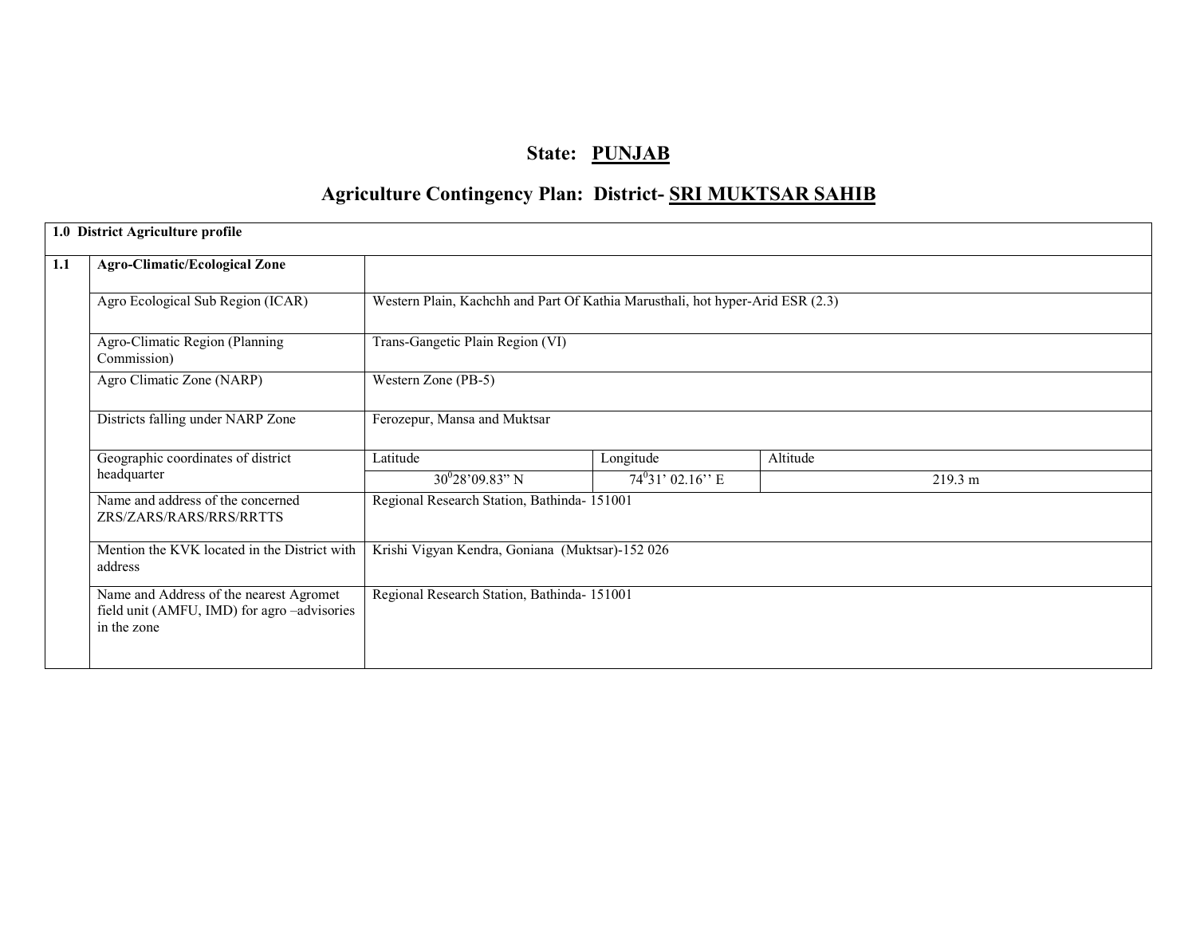# State: PUNJAB

## Agriculture Contingency Plan: District- SRI MUKTSAR SAHIB

| 1.0 District Agriculture profile | | | | |
|---|---|---|---|---|
| 1.1 | **Agro-Climatic/Ecological Zone** | | | |
| | Agro Ecological Sub Region (ICAR) | Western Plain, Kachchh and Part Of Kathia Marusthali, hot hyper-Arid ESR (2.3) | | |
| | Agro-Climatic Region (Planning Commission) | Trans-Gangetic Plain Region (VI) | | |
| | Agro Climatic Zone (NARP) | Western Zone (PB-5) | | |
| | Districts falling under NARP Zone | Ferozepur, Mansa and Muktsar | | |
| | Geographic coordinates of district headquarter | Latitude | Longitude | Altitude |
| | | $30^0$28'09.83" N | $74^0$31' 02.16'' E | 219.3 m |
| | Name and address of the concerned ZRS/ZARS/RARS/RRS/RRTTS | Regional Research Station, Bathinda- 151001 | | |
| | Mention the KVK located in the District with address | Krishi Vigyan Kendra, Goniana (Muktsar)-152 026 | | |
| | Name and Address of the nearest Agromet field unit (AMFU, IMD) for agro –advisories in the zone | Regional Research Station, Bathinda- 151001 | | |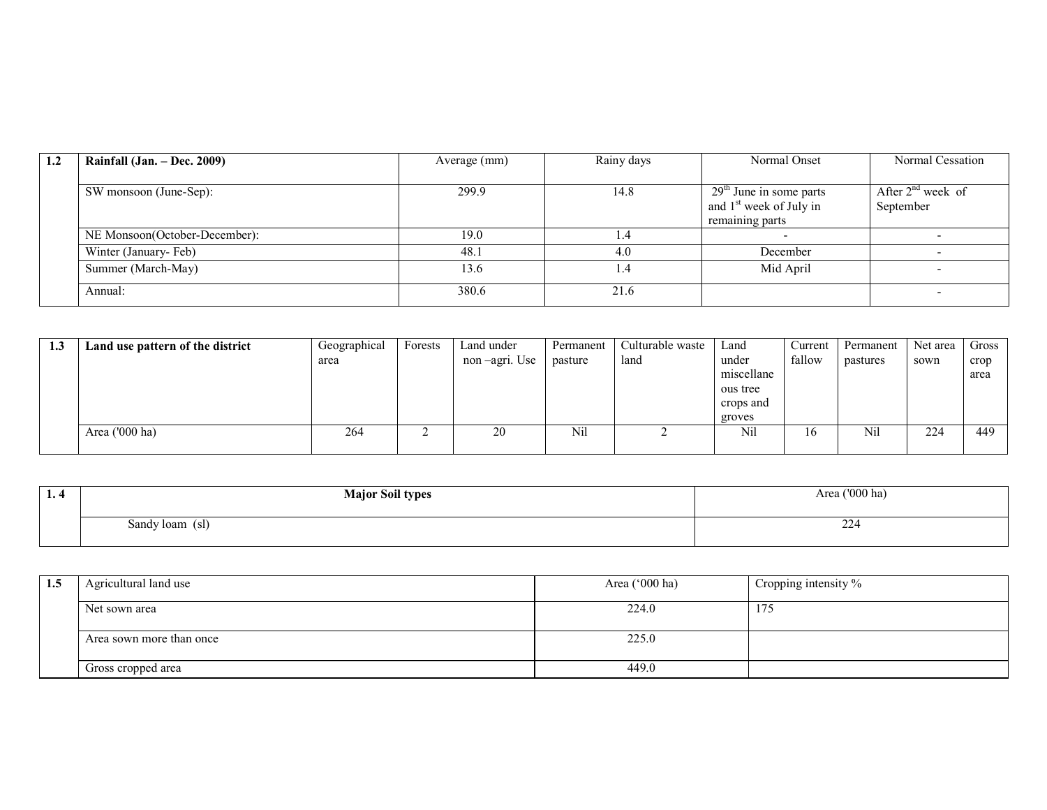| 1.2 | Rainfall (Jan. – Dec. 2009) | Average (mm) | Rainy days | Normal Onset | Normal Cessation |
|---|---|---|---|---|---|
| | SW monsoon (June-Sep): | 299.9 | 14.8 | 29th June in some parts and 1st week of July in remaining parts | After 2nd week of September |
| | NE Monsoon(October-December): | 19.0 | 1.4 | - | - |
| | Winter (January- Feb) | 48.1 | 4.0 | December | - |
| | Summer (March-May) | 13.6 | 1.4 | Mid April | - |
| | Annual: | 380.6 | 21.6 | | - |

| 1.3 | Land use pattern of the district | Geographical area | Forests | Land under non –agri. Use | Permanent pasture | Culturable waste land | Land under miscellaneous tree crops and groves | Current fallow | Permanent pastures | Net area sown | Gross crop area |
|---|---|---|---|---|---|---|---|---|---|---|---|
| | Area ('000 ha) | 264 | 2 | 20 | Nil | 2 | Nil | 16 | Nil | 224 | 449 |

| 1. 4 | Major Soil types | Area ('000 ha) |
|---|---|---|
| | Sandy loam (sl) | 224 |

| 1.5 | Agricultural land use | Area ('000 ha) | Cropping intensity % |
|---|---|---|---|
| | Net sown area | 224.0 | 175 |
| | Area sown more than once | 225.0 | |
| | Gross cropped area | 449.0 | |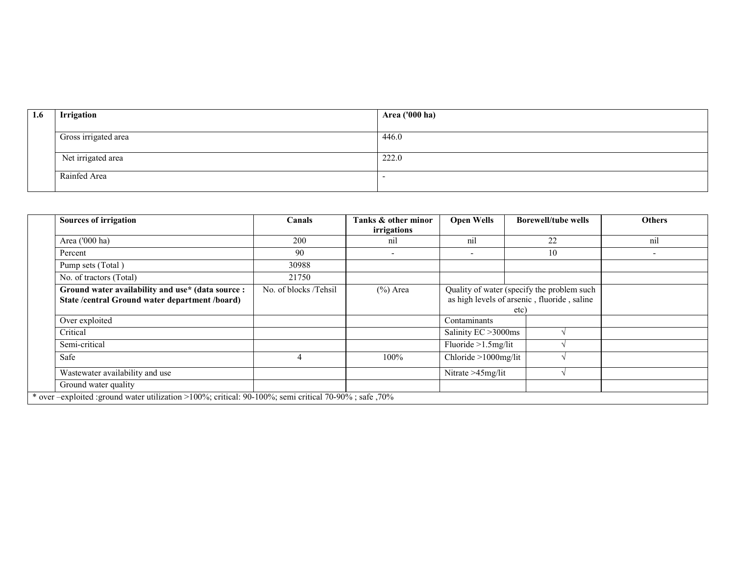| 1.6 | Irrigation | Area ('000 ha) |
|---|---|---|
| | Gross irrigated area | 446.0 |
| | Net irrigated area | 222.0 |
| | Rainfed Area | - |

| | Sources of irrigation | Canals | Tanks & other minor irrigations | Open Wells | | Borewell/tube wells | Others |
|---|---|---|---|---|---|---|---|
| | Area ('000 ha) | 200 | nil | nil | | 22 | nil |
| | Percent | 90 | - | - | | 10 | - |
| | Pump sets (Total ) | 30988 | | | | | |
| | No. of tractors (Total) | 21750 | | | | | |
| | **Ground water availability and use* (data source : State /central Ground water department /board)** | No. of blocks /Tehsil | (%) Area | Quality of water (specify the problem such as high levels of arsenic , fluoride , saline etc) | | | |
| | Over exploited | | | Contaminants | | | |
| | Critical | | | Salinity EC >3000ms | | √ | |
| | Semi-critical | | | Fluoride >1.5mg/lit | | √ | |
| | Safe | 4 | 100% | Chloride >1000mg/lit | | √ | |
| | Wastewater availability and use | | | Nitrate >45mg/lit | | √ | |
| | Ground water quality | | | | | | |

* over –exploited :ground water utilization >100%; critical: 90-100%; semi critical 70-90% ; safe ,70%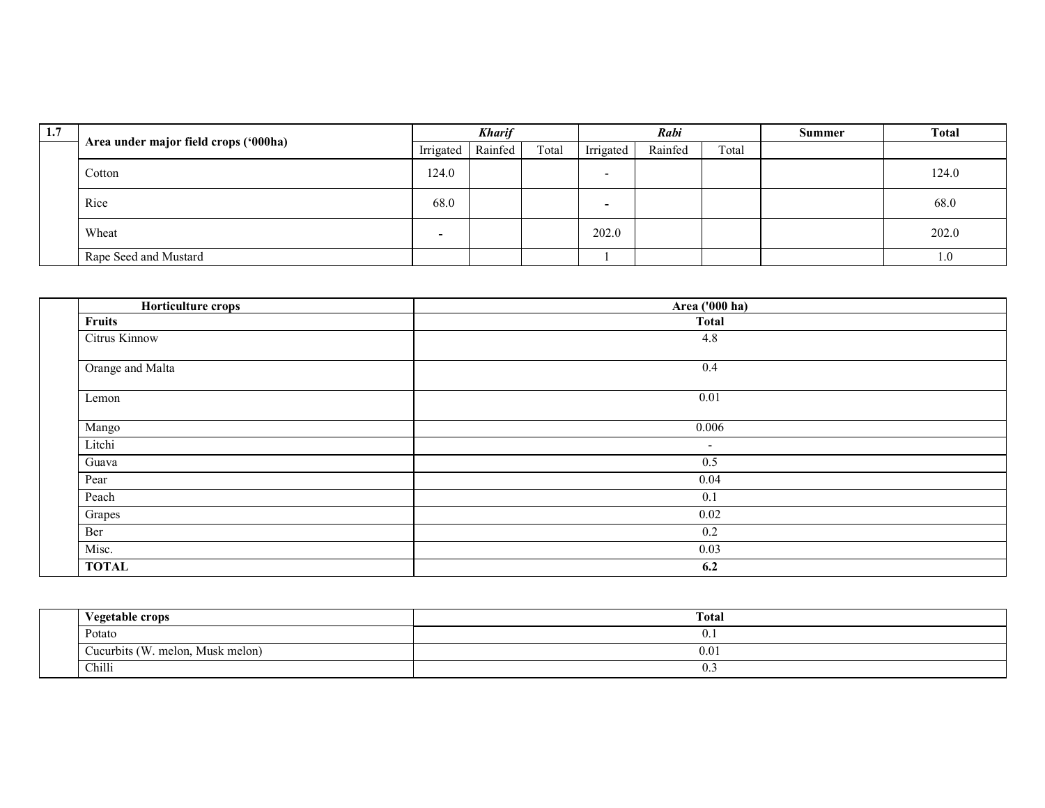| 1.7 | Area under major field crops ('000ha) | *Kharif* | | | *Rabi* | | | Summer | Total |
|---|---|---|---|---|---|---|---|---|---|
| | | Irrigated | Rainfed | Total | Irrigated | Rainfed | Total | | |
| | Cotton | 124.0 | | | - | | | | 124.0 |
| | Rice | 68.0 | | | - | | | | 68.0 |
| | Wheat | - | | | 202.0 | | | | 202.0 |
| | Rape Seed and Mustard | | | | 1 | | | | 1.0 |

| | Horticulture crops | Area ('000 ha) |
|---|---|---|
| | **Fruits** | **Total** |
| | Citrus Kinnow | 4.8 |
| | Orange and Malta | 0.4 |
| | Lemon | 0.01 |
| | Mango | 0.006 |
| | Litchi | - |
| | Guava | 0.5 |
| | Pear | 0.04 |
| | Peach | 0.1 |
| | Grapes | 0.02 |
| | Ber | 0.2 |
| | Misc. | 0.03 |
| | **TOTAL** | **6.2** |

| | Vegetable crops | Total |
|---|---|---|
| | Potato | 0.1 |
| | Cucurbits (W. melon, Musk melon) | 0.01 |
| | Chilli | 0.3 |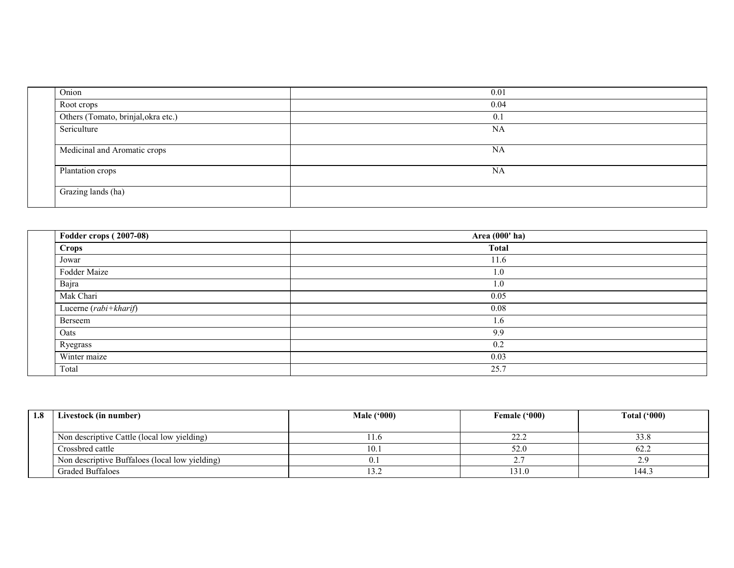| | | |
|---|---|---|
| | Onion | 0.01 |
| | Root crops | 0.04 |
| | Others (Tomato, brinjal,okra etc.) | 0.1 |
| | Sericulture | NA |
| | Medicinal and Aromatic crops | NA |
| | Plantation crops | NA |
| | Grazing lands (ha) | |

| | **Fodder crops ( 2007-08)** | **Area (000' ha)** |
|---|---|---|
| | **Crops** | **Total** |
| | Jowar | 11.6 |
| | Fodder Maize | 1.0 |
| | Bajra | 1.0 |
| | Mak Chari | 0.05 |
| | Lucerne (*rabi+kharif*) | 0.08 |
| | Berseem | 1.6 |
| | Oats | 9.9 |
| | Ryegrass | 0.2 |
| | Winter maize | 0.03 |
| | Total | 25.7 |

| **1.8** | **Livestock (in number)** | **Male ('000)** | **Female ('000)** | **Total ('000)** |
|---|---|---|---|---|
| | Non descriptive Cattle (local low yielding) | 11.6 | 22.2 | 33.8 |
| | Crossbred cattle | 10.1 | 52.0 | 62.2 |
| | Non descriptive Buffaloes (local low yielding) | 0.1 | 2.7 | 2.9 |
| | Graded Buffaloes | 13.2 | 131.0 | 144.3 |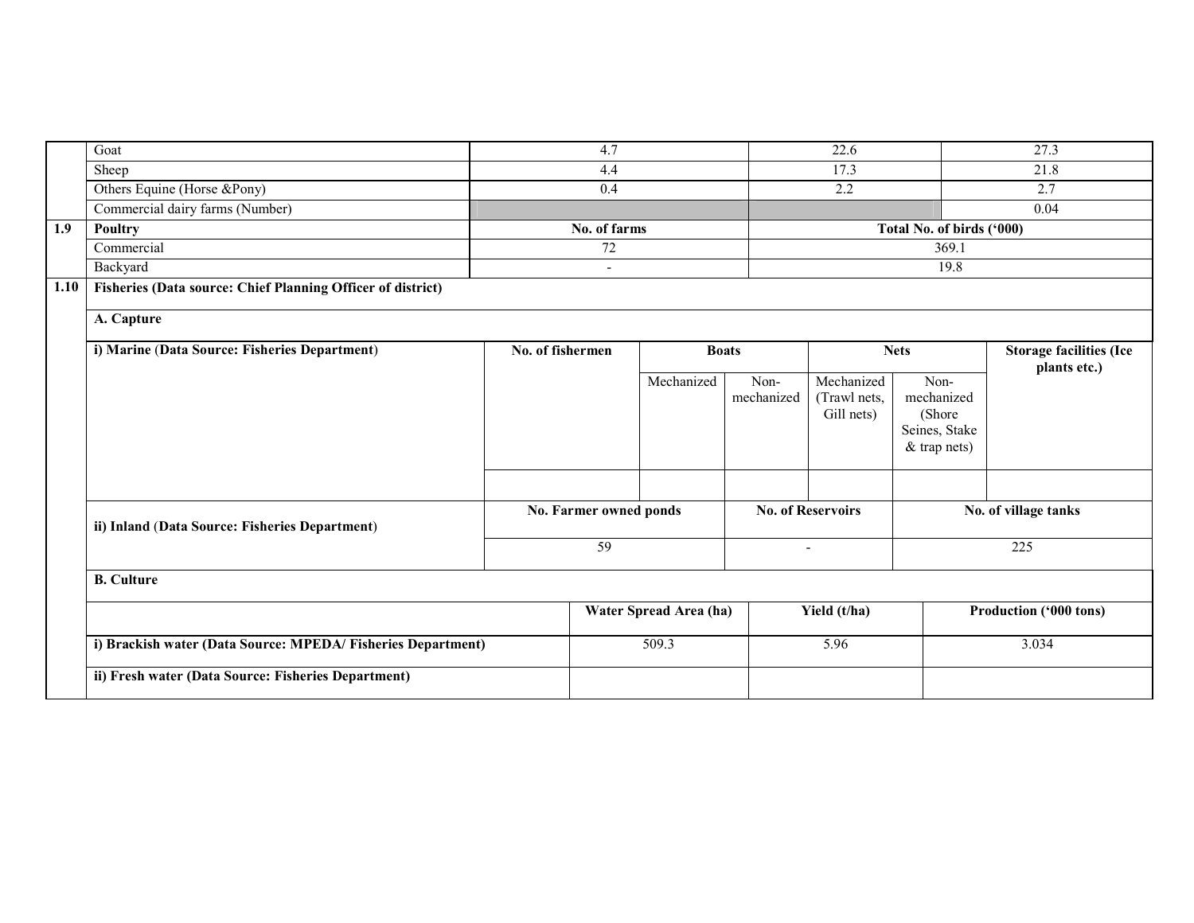| | | | | |
|---|---|---|---|---|
| | Goat | 4.7 | 22.6 | 27.3 |
| | Sheep | 4.4 | 17.3 | 21.8 |
| | Others Equine (Horse &Pony) | 0.4 | 2.2 | 2.7 |
| | Commercial dairy farms (Number) | | | 0.04 |
| **1.9** | **Poultry** | **No. of farms** | **Total No. of birds ('000)** | |
| | Commercial | 72 | 369.1 | |
| | Backyard | - | 19.8 | |

**1.10 Fisheries (Data source: Chief Planning Officer of district)**

**A. Capture**

| **i) Marine (Data Source: Fisheries Department)** | **No. of fishermen** | **Boats** | | **Nets** | | **Storage facilities (Ice plants etc.)** |
|---|---|---|---|---|---|---|
| | | Mechanized | Non-mechanized | Mechanized (Trawl nets, Gill nets) | Non-mechanized (Shore Seines, Stake & trap nets) | |
| | | | | | | |

| **ii) Inland (Data Source: Fisheries Department)** | **No. Farmer owned ponds** | **No. of Reservoirs** | **No. of village tanks** |
|---|---|---|---|
| | 59 | - | 225 |

**B. Culture**

| | **Water Spread Area (ha)** | **Yield (t/ha)** | **Production ('000 tons)** |
|---|---|---|---|
| **i) Brackish water (Data Source: MPEDA/ Fisheries Department)** | 509.3 | 5.96 | 3.034 |
| **ii) Fresh water (Data Source: Fisheries Department)** | | | |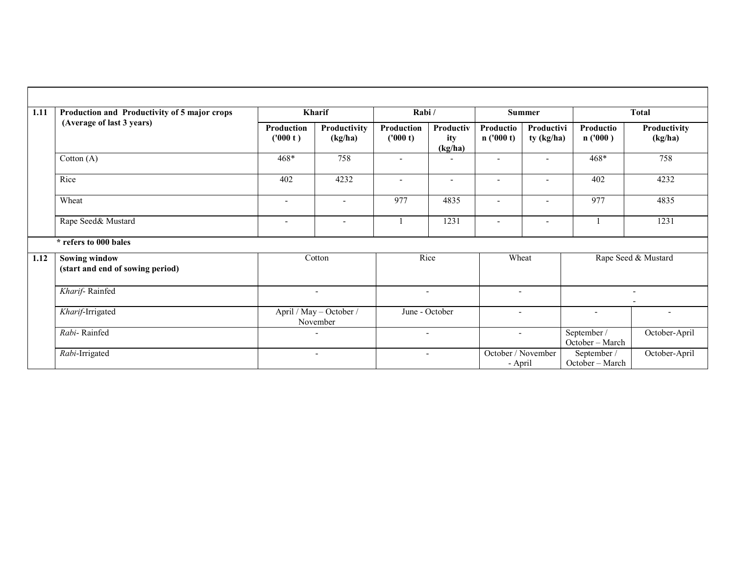| | | Kharif | | Rabi / | | Summer | | Total | |
|---|---|---|---|---|---|---|---|---|---|
| 1.11 | Production and Productivity of 5 major crops (Average of last 3 years) | Production ('000 t ) | Productivity (kg/ha) | Production ('000 t) | Productivity (kg/ha) | Production ('000 t) | Productivity (kg/ha) | Production ('000 ) | Productivity (kg/ha) |
| | Cotton (A) | 468* | 758 | - | - | - | - | 468* | 758 |
| | Rice | 402 | 4232 | - | - | - | - | 402 | 4232 |
| | Wheat | - | - | 977 | 4835 | - | - | 977 | 4835 |
| | Rape Seed& Mustard | - | - | 1 | 1231 | - | - | 1 | 1231 |
| | * refers to 000 bales | | | | | | | | |

| 1.12 | Sowing window (start and end of sowing period) | Cotton | Rice | Wheat | Rape Seed & Mustard | |
|---|---|---|---|---|---|---|
| | *Kharif*- Rainfed | - | - | - | - | |
| | *Kharif*-Irrigated | April / May – October / November | June - October | - | - | - |
| | *Rabi*- Rainfed | - | - | - | September / October – March | October-April |
| | *Rabi*-Irrigated | - | - | October / November - April | September / October – March | October-April |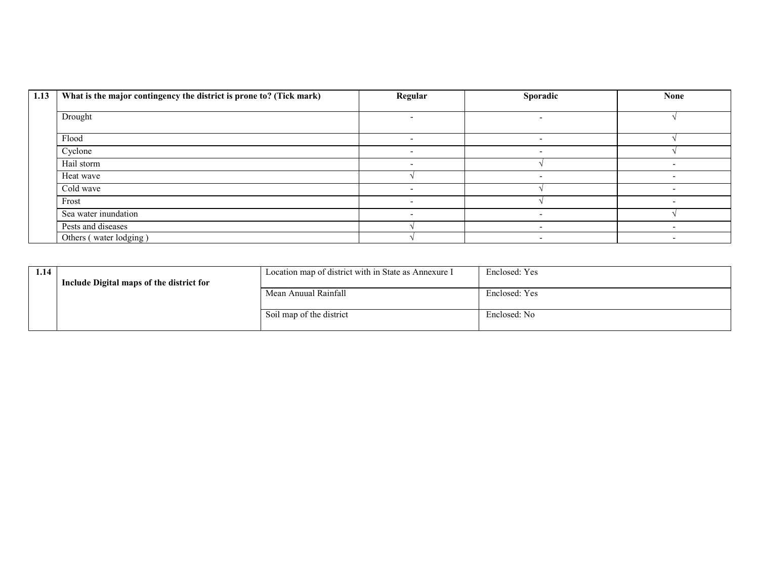| 1.13 | What is the major contingency the district is prone to? (Tick mark) | Regular | Sporadic | None |
|---|---|---|---|---|
| | Drought | - | - | √ |
| | Flood | - | - | √ |
| | Cyclone | - | - | √ |
| | Hail storm | - | √ | - |
| | Heat wave | √ | - | - |
| | Cold wave | - | √ | - |
| | Frost | - | √ | - |
| | Sea water inundation | - | - | √ |
| | Pests and diseases | √ | - | - |
| | Others ( water lodging ) | √ | - | - |

| 1.14 | Include Digital maps of the district for | Location map of district with in State as Annexure I | Enclosed: Yes |
|---|---|---|---|
| | | Mean Anuual Rainfall | Enclosed: Yes |
| | | Soil map of the district | Enclosed: No |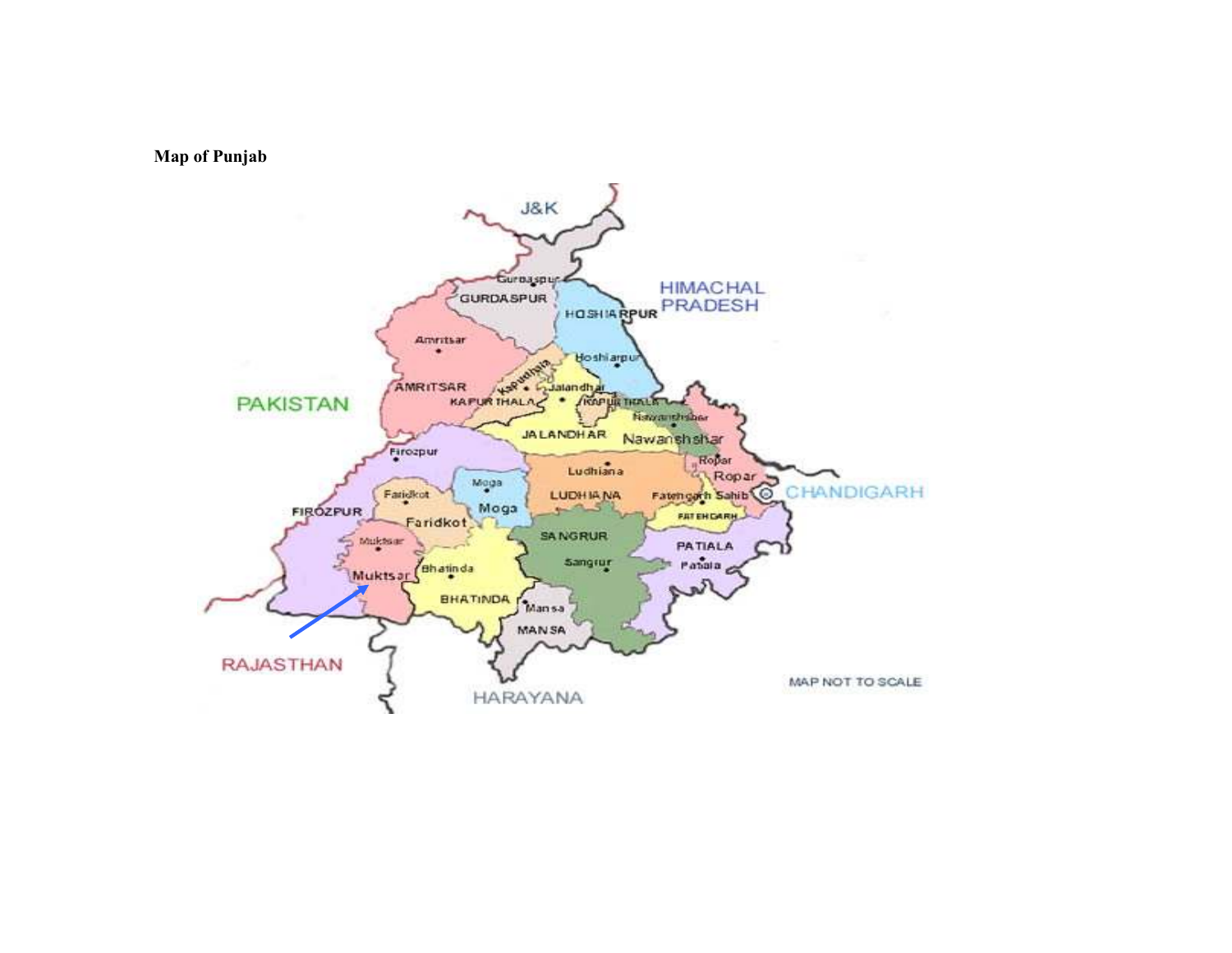**Map of Punjab**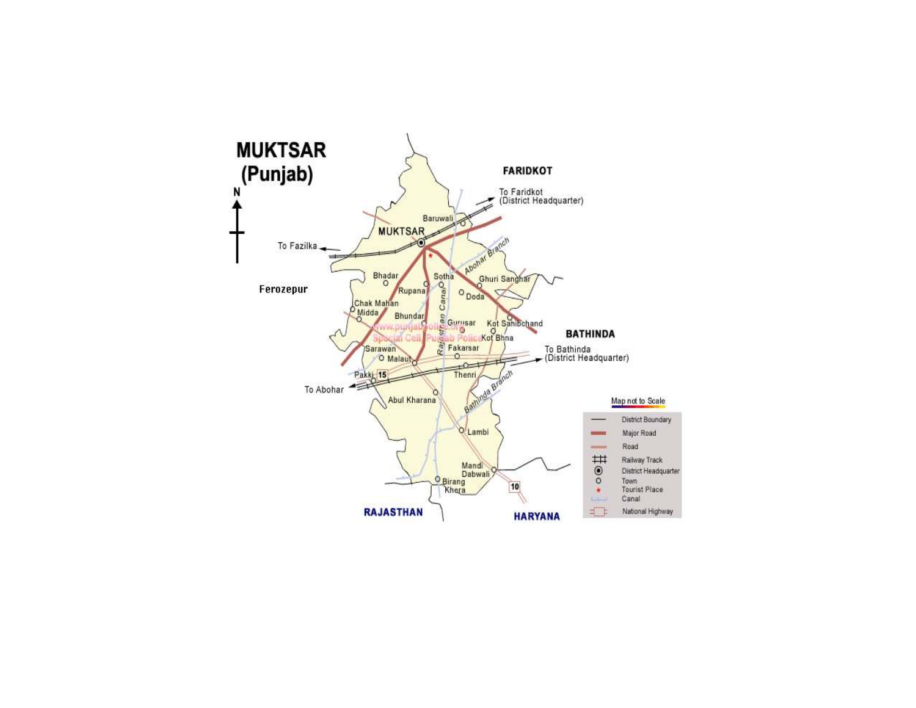# MUKTSAR (Punjab)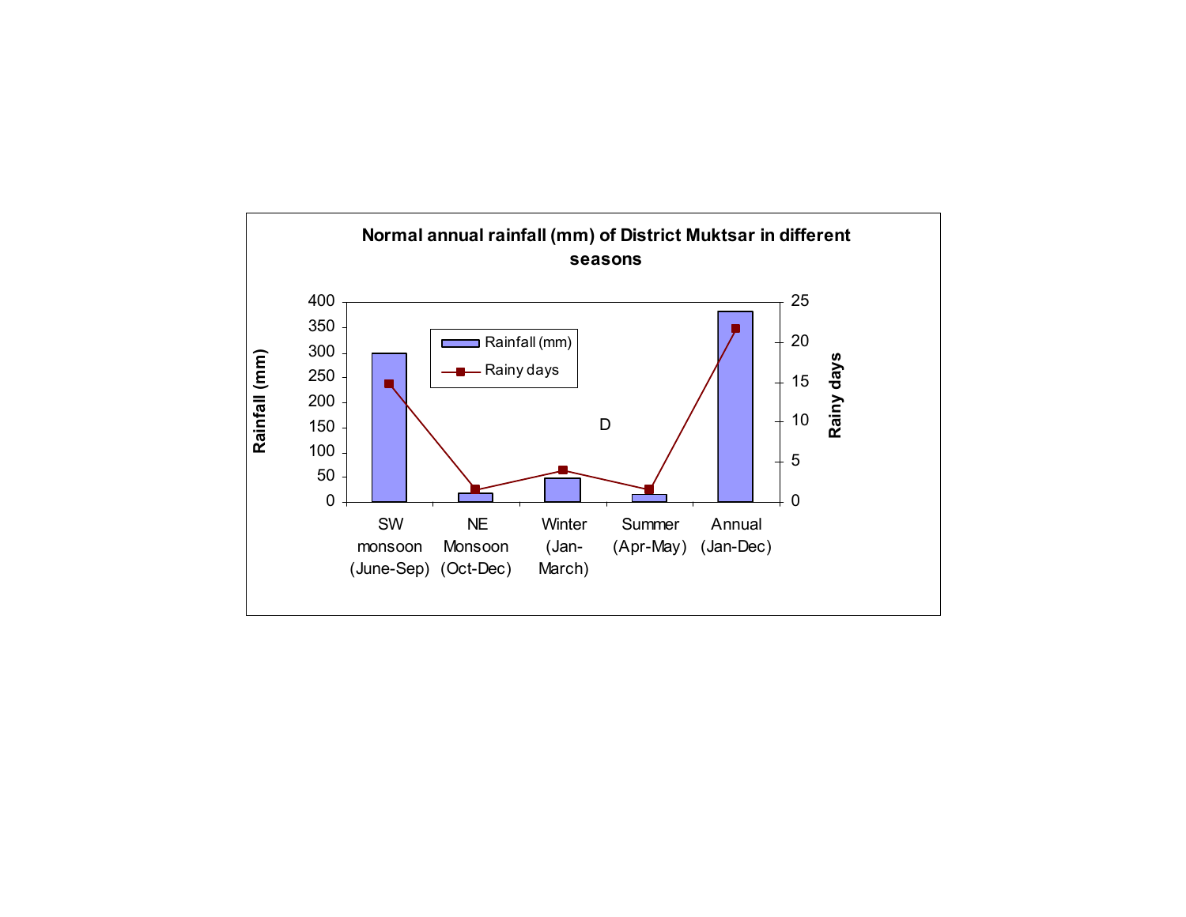**Normal annual rainfall (mm) of District Muktsar in different seasons**

Rainfall (mm)

Rainy days

- Rainfall (mm)
- Rainy days

SW monsoon (June-Sep) | NE Monsoon (Oct-Dec) | Winter (Jan-March) | Summer (Apr-May) | Annual (Jan-Dec)

D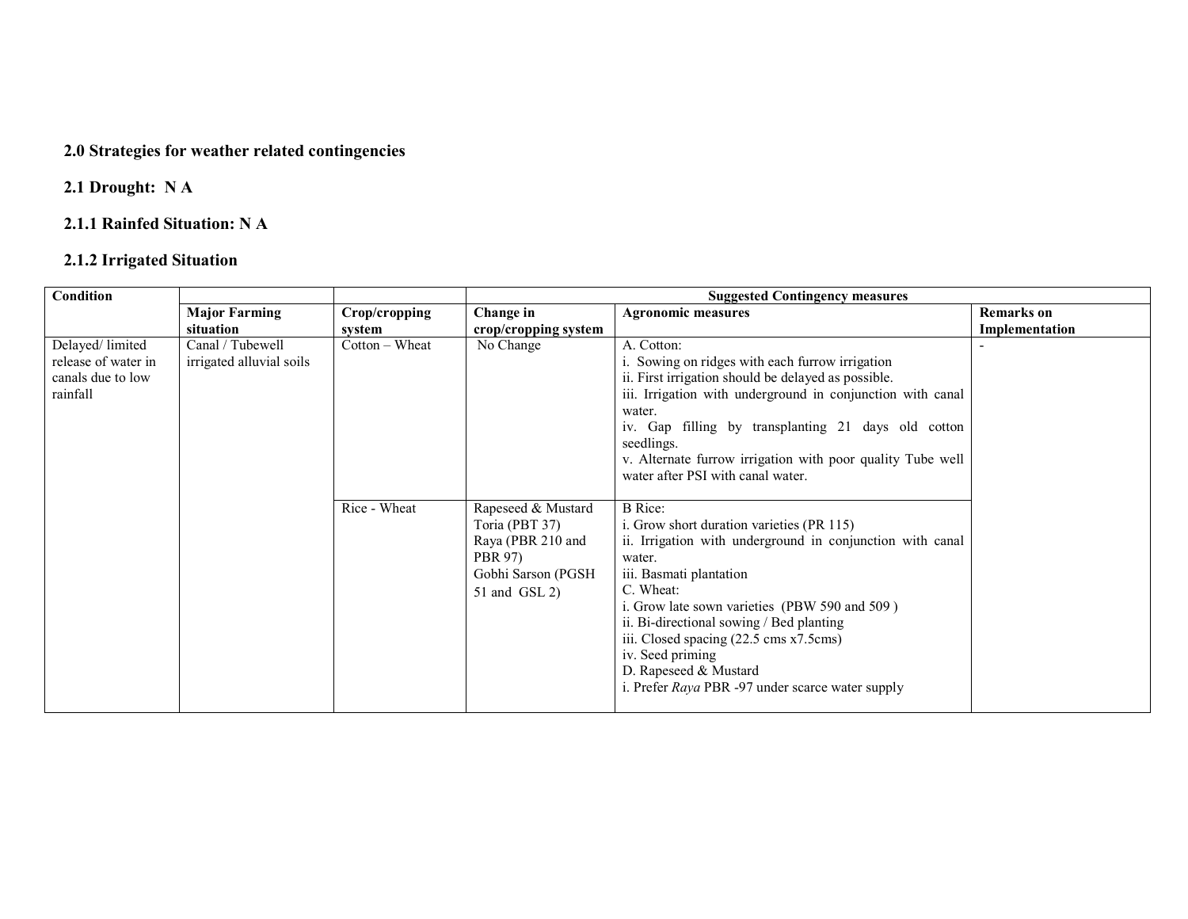### 2.0 Strategies for weather related contingencies

### 2.1 Drought: N A

### 2.1.1 Rainfed Situation: N A

### 2.1.2 Irrigated Situation

| Condition | | | Suggested Contingency measures | | |
|---|---|---|---|---|---|
| | **Major Farming situation** | **Crop/cropping system** | **Change in crop/cropping system** | **Agronomic measures** | **Remarks on Implementation** |
| Delayed/ limited release of water in canals due to low rainfall | Canal / Tubewell irrigated alluvial soils | Cotton – Wheat | No Change | A. Cotton:<br>i. Sowing on ridges with each furrow irrigation<br>ii. First irrigation should be delayed as possible.<br>iii. Irrigation with underground in conjunction with canal water.<br>iv. Gap filling by transplanting 21 days old cotton seedlings.<br>v. Alternate furrow irrigation with poor quality Tube well water after PSI with canal water. | - |
| | | Rice - Wheat | Rapeseed & Mustard<br>Toria (PBT 37)<br>Raya (PBR 210 and PBR 97)<br>Gobhi Sarson (PGSH 51 and GSL 2) | B Rice:<br>i. Grow short duration varieties (PR 115)<br>ii. Irrigation with underground in conjunction with canal water.<br>iii. Basmati plantation<br>C. Wheat:<br>i. Grow late sown varieties (PBW 590 and 509 )<br>ii. Bi-directional sowing / Bed planting<br>iii. Closed spacing (22.5 cms x7.5cms)<br>iv. Seed priming<br>D. Rapeseed & Mustard<br>i. Prefer *Raya* PBR -97 under scarce water supply | |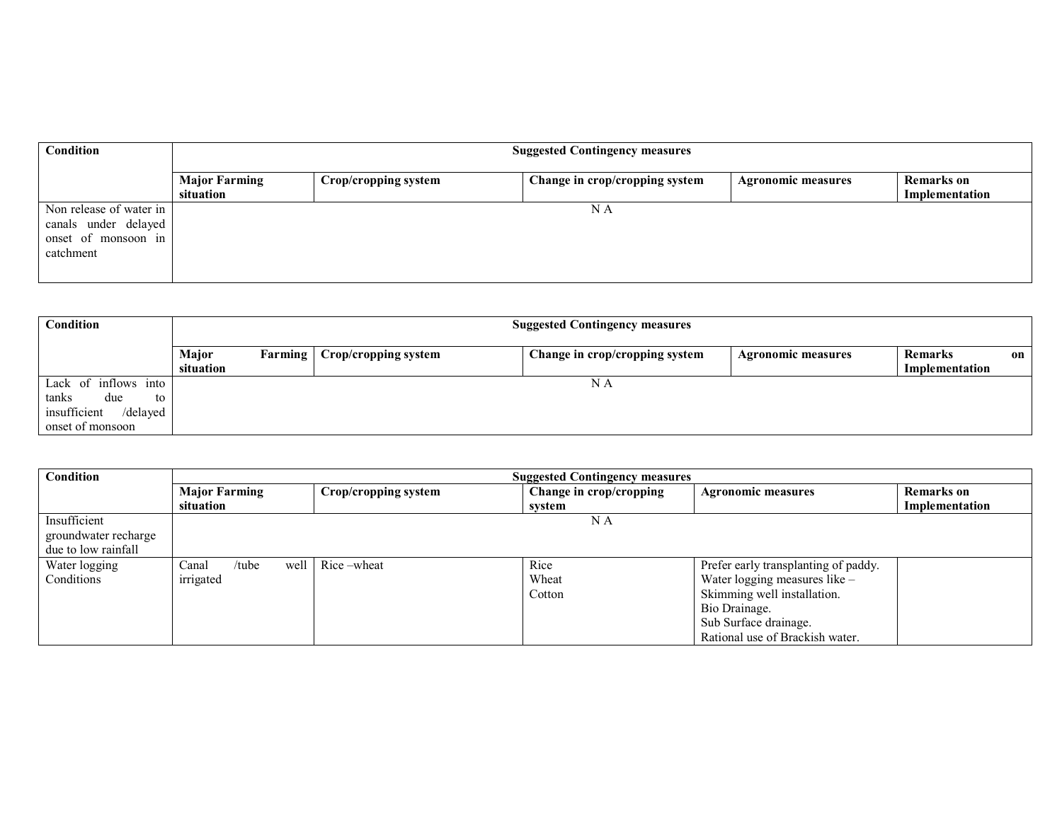| Condition | Suggested Contingency measures | | | | |
|---|---|---|---|---|---|
| | Major Farming situation | Crop/cropping system | Change in crop/cropping system | Agronomic measures | Remarks on Implementation |
| Non release of water in canals under delayed onset of monsoon in catchment | N A | | | | |

| Condition | Suggested Contingency measures | | | | |
|---|---|---|---|---|---|
| | Major Farming situation | Crop/cropping system | Change in crop/cropping system | Agronomic measures | Remarks on Implementation |
| Lack of inflows into tanks due to insufficient /delayed onset of monsoon | N A | | | | |

| Condition | Suggested Contingency measures | | | | |
|---|---|---|---|---|---|
| | Major Farming situation | Crop/cropping system | Change in crop/cropping system | Agronomic measures | Remarks on Implementation |
| Insufficient groundwater recharge due to low rainfall | N A | | | | |
| Water logging Conditions | Canal /tube well irrigated | Rice –wheat | Rice<br>Wheat<br>Cotton | Prefer early transplanting of paddy.<br>Water logging measures like –<br>Skimming well installation.<br>Bio Drainage.<br>Sub Surface drainage.<br>Rational use of Brackish water. | |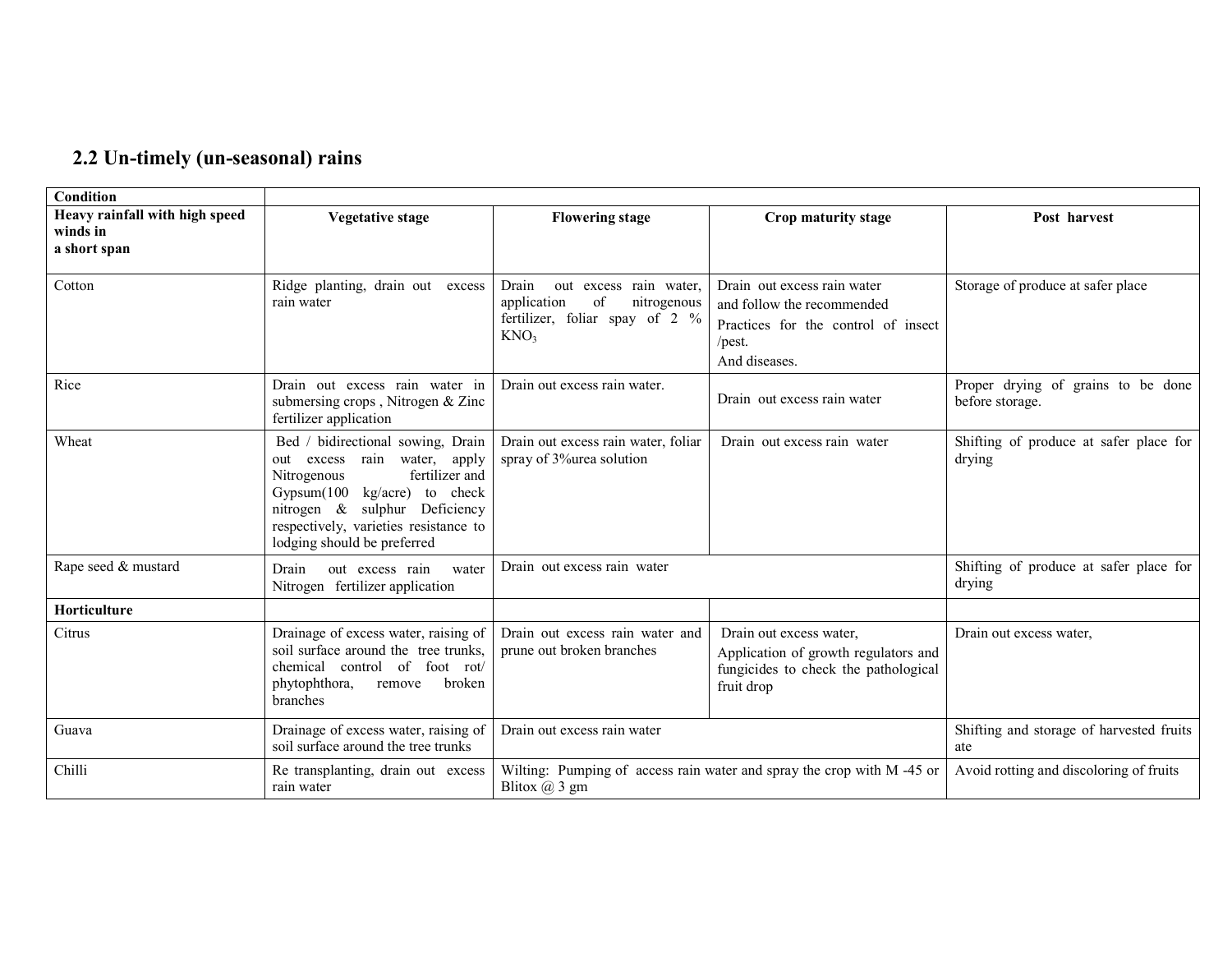## 2.2 Un-timely (un-seasonal) rains

| **Condition** | | | | |
|---|---|---|---|---|
| **Heavy rainfall with high speed winds in a short span** | **Vegetative stage** | **Flowering stage** | **Crop maturity stage** | **Post harvest** |
| Cotton | Ridge planting, drain out excess rain water | Drain out excess rain water, application of nitrogenous fertilizer, foliar spay of 2 % $KNO_3$ | Drain out excess rain water and follow the recommended Practices for the control of insect /pest. And diseases. | Storage of produce at safer place |
| Rice | Drain out excess rain water in submersing crops , Nitrogen & Zinc fertilizer application | Drain out excess rain water. | Drain out excess rain water | Proper drying of grains to be done before storage. |
| Wheat | Bed / bidirectional sowing, Drain out excess rain water, apply Nitrogenous fertilizer and Gypsum(100 kg/acre) to check nitrogen & sulphur Deficiency respectively, varieties resistance to lodging should be preferred | Drain out excess rain water, foliar spray of 3%urea solution | Drain out excess rain water | Shifting of produce at safer place for drying |
| Rape seed & mustard | Drain out excess rain water Nitrogen fertilizer application | Drain out excess rain water | | Shifting of produce at safer place for drying |
| **Horticulture** | | | | |
| Citrus | Drainage of excess water, raising of soil surface around the tree trunks, chemical control of foot rot/ phytophthora, remove broken branches | Drain out excess rain water and prune out broken branches | Drain out excess water, Application of growth regulators and fungicides to check the pathological fruit drop | Drain out excess water, |
| Guava | Drainage of excess water, raising of soil surface around the tree trunks | Drain out excess rain water | | Shifting and storage of harvested fruits ate |
| Chilli | Re transplanting, drain out excess rain water | Wilting: Pumping of access rain water and spray the crop with M -45 or Blitox @ 3 gm | | Avoid rotting and discoloring of fruits |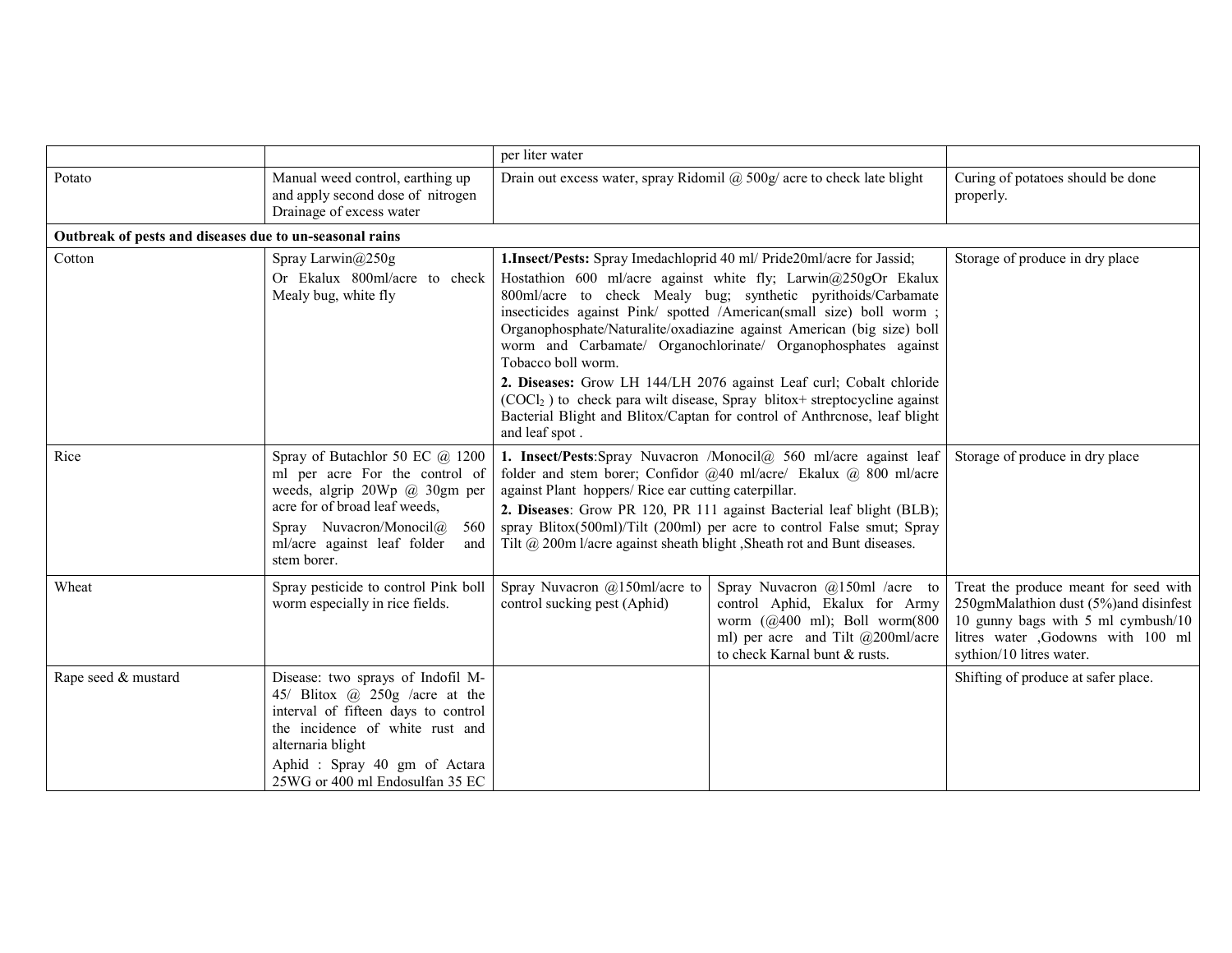| | | | | |
|---|---|---|---|---|
| | | per liter water | | |
| Potato | Manual weed control, earthing up and apply second dose of nitrogen Drainage of excess water | Drain out excess water, spray Ridomil @ 500g/ acre to check late blight | | Curing of potatoes should be done properly. |
| **Outbreak of pests and diseases due to un-seasonal rains** | | | | |
| Cotton | Spray Larwin@250g Or Ekalux 800ml/acre to check Mealy bug, white fly | **1.Insect/Pests:** Spray Imedachloprid 40 ml/ Pride20ml/acre for Jassid; Hostathion 600 ml/acre against white fly; Larwin@250gOr Ekalux 800ml/acre to check Mealy bug; synthetic pyrithoids/Carbamate insecticides against Pink/ spotted /American(small size) boll worm ; Organophosphate/Naturalite/oxadiazine against American (big size) boll worm and Carbamate/ Organochlorinate/ Organophosphates against Tobacco boll worm.<br>**2. Diseases:** Grow LH 144/LH 2076 against Leaf curl; Cobalt chloride ($COCl_2$ ) to check para wilt disease, Spray blitox+ streptocycline against Bacterial Blight and Blitox/Captan for control of Anthrcnose, leaf blight and leaf spot . | | Storage of produce in dry place |
| Rice | Spray of Butachlor 50 EC @ 1200 ml per acre For the control of weeds, algrip 20Wp @ 30gm per acre for of broad leaf weeds,<br>Spray Nuvacron/Monocil@ 560 ml/acre against leaf folder and stem borer. | **1. Insect/Pests**:Spray Nuvacron /Monocil@ 560 ml/acre against leaf folder and stem borer; Confidor @40 ml/acre/ Ekalux @ 800 ml/acre against Plant hoppers/ Rice ear cutting caterpillar.<br>**2. Diseases**: Grow PR 120, PR 111 against Bacterial leaf blight (BLB); spray Blitox(500ml)/Tilt (200ml) per acre to control False smut; Spray Tilt @ 200m l/acre against sheath blight ,Sheath rot and Bunt diseases. | | Storage of produce in dry place |
| Wheat | Spray pesticide to control Pink boll worm especially in rice fields. | Spray Nuvacron @150ml/acre to control sucking pest (Aphid) | Spray Nuvacron @150ml /acre to control Aphid, Ekalux for Army worm (@400 ml); Boll worm(800 ml) per acre and Tilt @200ml/acre to check Karnal bunt & rusts. | Treat the produce meant for seed with 250gmMalathion dust (5%)and disinfest 10 gunny bags with 5 ml cymbush/10 litres water ,Godowns with 100 ml sythion/10 litres water. |
| Rape seed & mustard | Disease: two sprays of Indofil M-45/ Blitox @ 250g /acre at the interval of fifteen days to control the incidence of white rust and alternaria blight<br>Aphid : Spray 40 gm of Actara 25WG or 400 ml Endosulfan 35 EC | | | Shifting of produce at safer place. |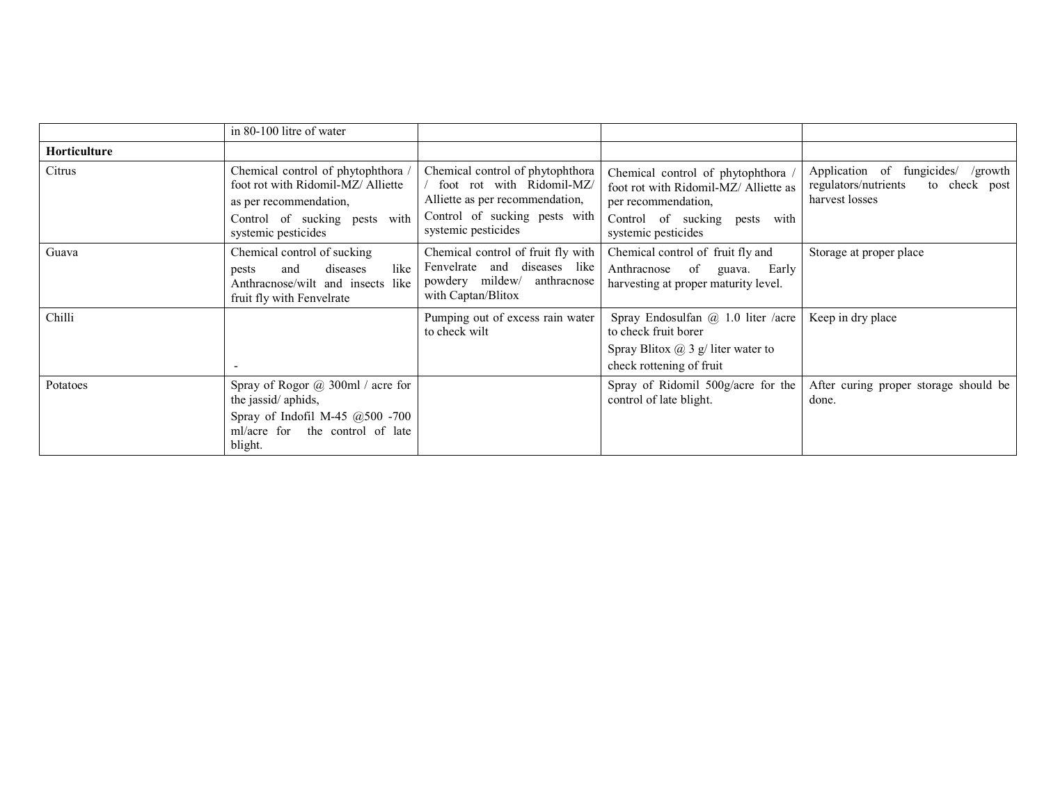| | | | | |
|---|---|---|---|---|
| | in 80-100 litre of water | | | |
| **Horticulture** | | | | |
| Citrus | Chemical control of phytophthora / foot rot with Ridomil-MZ/ Alliette as per recommendation, Control of sucking pests with systemic pesticides | Chemical control of phytophthora / foot rot with Ridomil-MZ/ Alliette as per recommendation, Control of sucking pests with systemic pesticides | Chemical control of phytophthora / foot rot with Ridomil-MZ/ Alliette as per recommendation, Control of sucking pests with systemic pesticides | Application of fungicides/ /growth regulators/nutrients to check post harvest losses |
| Guava | Chemical control of sucking pests and diseases like Anthracnose/wilt and insects like fruit fly with Fenvelrate | Chemical control of fruit fly with Fenvelrate and diseases like powdery mildew/ anthracnose with Captan/Blitox | Chemical control of fruit fly and Anthracnose of guava. Early harvesting at proper maturity level. | Storage at proper place |
| Chilli | - | Pumping out of excess rain water to check wilt | Spray Endosulfan @ 1.0 liter /acre to check fruit borer Spray Blitox @ 3 g/ liter water to check rottening of fruit | Keep in dry place |
| Potatoes | Spray of Rogor @ 300ml / acre for the jassid/ aphids, Spray of Indofil M-45 @500 -700 ml/acre for the control of late blight. | | Spray of Ridomil 500g/acre for the control of late blight. | After curing proper storage should be done. |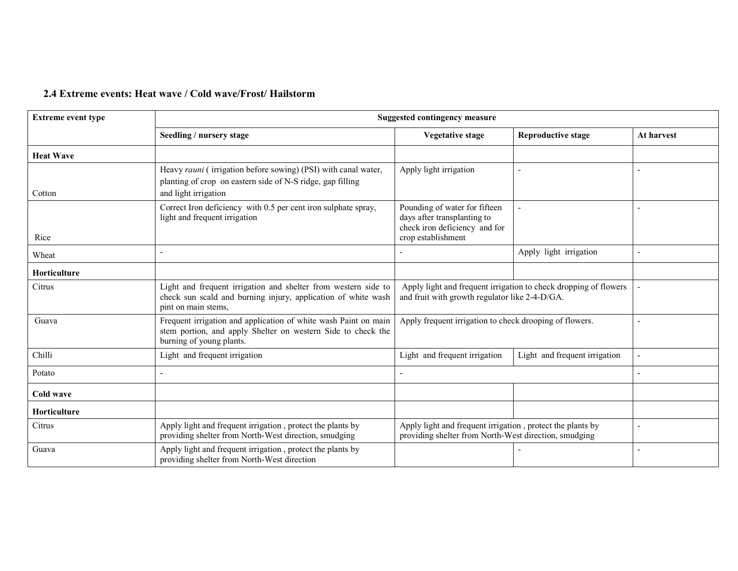### 2.4 Extreme events: Heat wave / Cold wave/Frost/ Hailstorm

| Extreme event type | Suggested contingency measure | | | |
|---|---|---|---|---|
| | **Seedling / nursery stage** | **Vegetative stage** | **Reproductive stage** | **At harvest** |
| **Heat Wave** | | | | |
| Cotton | Heavy *rauni* ( irrigation before sowing) (PSI) with canal water, planting of crop on eastern side of N-S ridge, gap filling and light irrigation | Apply light irrigation | - | - |
| Rice | Correct Iron deficiency with 0.5 per cent iron sulphate spray, light and frequent irrigation | Pounding of water for fifteen days after transplanting to check iron deficiency and for crop establishment | - | - |
| Wheat | - | - | Apply light irrigation | - |
| **Horticulture** | | | | |
| Citrus | Light and frequent irrigation and shelter from western side to check sun scald and burning injury, application of white wash pint on main stems, | Apply light and frequent irrigation to check dropping of flowers and fruit with growth regulator like 2-4-D/GA. | | - |
| Guava | Frequent irrigation and application of white wash Paint on main stem portion, and apply Shelter on western Side to check the burning of young plants. | Apply frequent irrigation to check drooping of flowers. | | - |
| Chilli | Light and frequent irrigation | Light and frequent irrigation | Light and frequent irrigation | - |
| Potato | - | - | | - |
| **Cold wave** | | | | |
| **Horticulture** | | | | |
| Citrus | Apply light and frequent irrigation , protect the plants by providing shelter from North-West direction, smudging | Apply light and frequent irrigation , protect the plants by providing shelter from North-West direction, smudging | | - |
| Guava | Apply light and frequent irrigation , protect the plants by providing shelter from North-West direction | | - | - |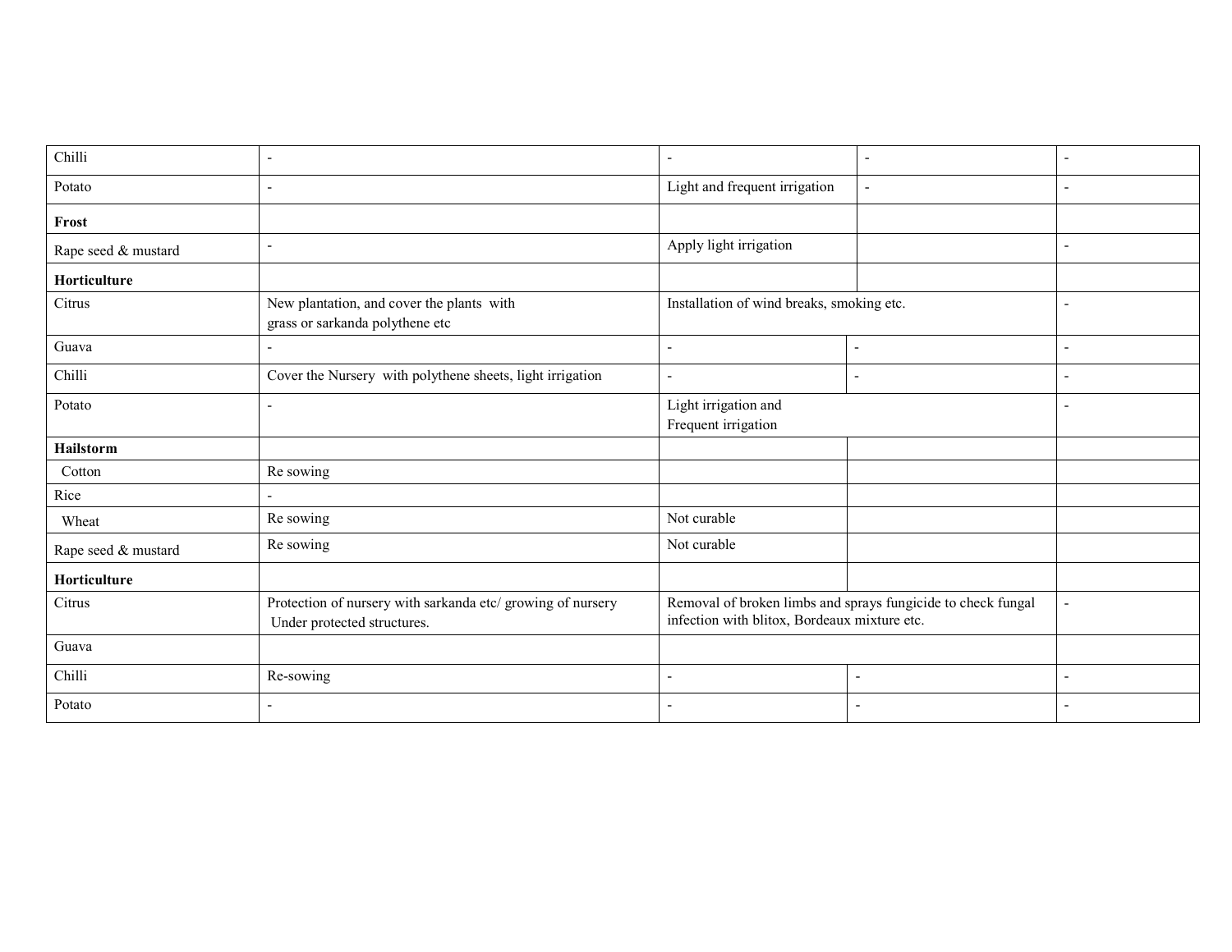| | | | | |
|---|---|---|---|---|
| Chilli | - | - | - | - |
| Potato | - | Light and frequent irrigation | - | - |
| **Frost** | | | | |
| Rape seed & mustard | - | Apply light irrigation | | - |
| **Horticulture** | | | | |
| Citrus | New plantation, and cover the plants with grass or sarkanda polythene etc | Installation of wind breaks, smoking etc. | | - |
| Guava | - | - | - | - |
| Chilli | Cover the Nursery with polythene sheets, light irrigation | - | - | - |
| Potato | - | Light irrigation and Frequent irrigation | | - |
| **Hailstorm** | | | | |
| Cotton | Re sowing | | | |
| Rice | - | | | |
| Wheat | Re sowing | Not curable | | |
| Rape seed & mustard | Re sowing | Not curable | | |
| **Horticulture** | | | | |
| Citrus | Protection of nursery with sarkanda etc/ growing of nursery Under protected structures. | Removal of broken limbs and sprays fungicide to check fungal infection with blitox, Bordeaux mixture etc. | | - |
| Guava | | | | |
| Chilli | Re-sowing | - | - | - |
| Potato | - | - | - | - |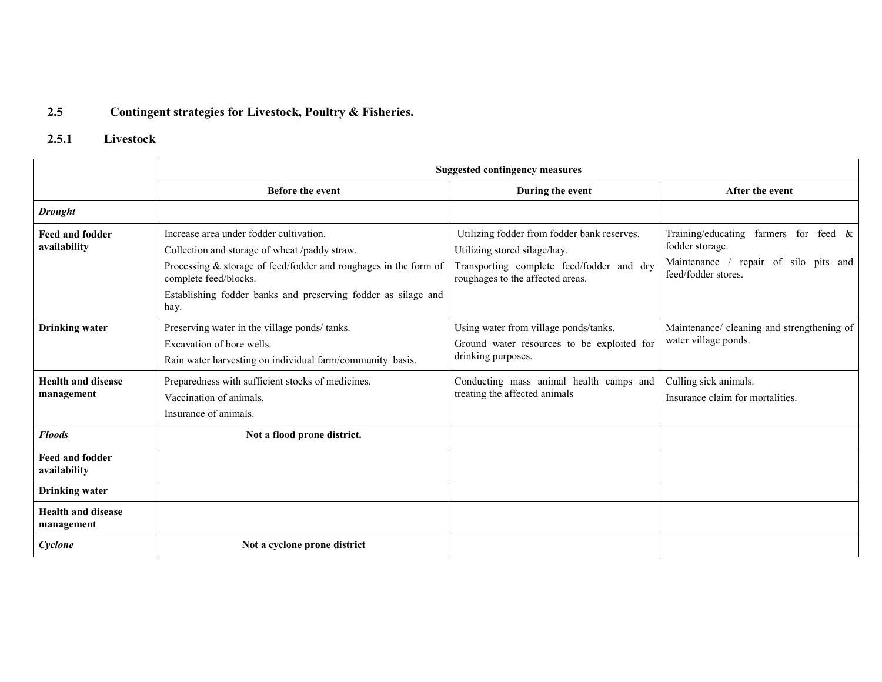## 2.5 Contingent strategies for Livestock, Poultry & Fisheries.

### 2.5.1 Livestock

| | Suggested contingency measures | | |
|---|---|---|---|
| | **Before the event** | **During the event** | **After the event** |
| ***Drought*** | | | |
| **Feed and fodder availability** | Increase area under fodder cultivation.<br>Collection and storage of wheat /paddy straw.<br>Processing & storage of feed/fodder and roughages in the form of complete feed/blocks.<br>Establishing fodder banks and preserving fodder as silage and hay. | Utilizing fodder from fodder bank reserves.<br>Utilizing stored silage/hay.<br>Transporting complete feed/fodder and dry roughages to the affected areas. | Training/educating farmers for feed & fodder storage.<br>Maintenance / repair of silo pits and feed/fodder stores. |
| **Drinking water** | Preserving water in the village ponds/ tanks.<br>Excavation of bore wells.<br>Rain water harvesting on individual farm/community basis. | Using water from village ponds/tanks.<br>Ground water resources to be exploited for drinking purposes. | Maintenance/ cleaning and strengthening of water village ponds. |
| **Health and disease management** | Preparedness with sufficient stocks of medicines.<br>Vaccination of animals.<br>Insurance of animals. | Conducting mass animal health camps and treating the affected animals | Culling sick animals.<br>Insurance claim for mortalities. |
| ***Floods*** | **Not a flood prone district.** | | |
| **Feed and fodder availability** | | | |
| **Drinking water** | | | |
| **Health and disease management** | | | |
| ***Cyclone*** | **Not a cyclone prone district** | | |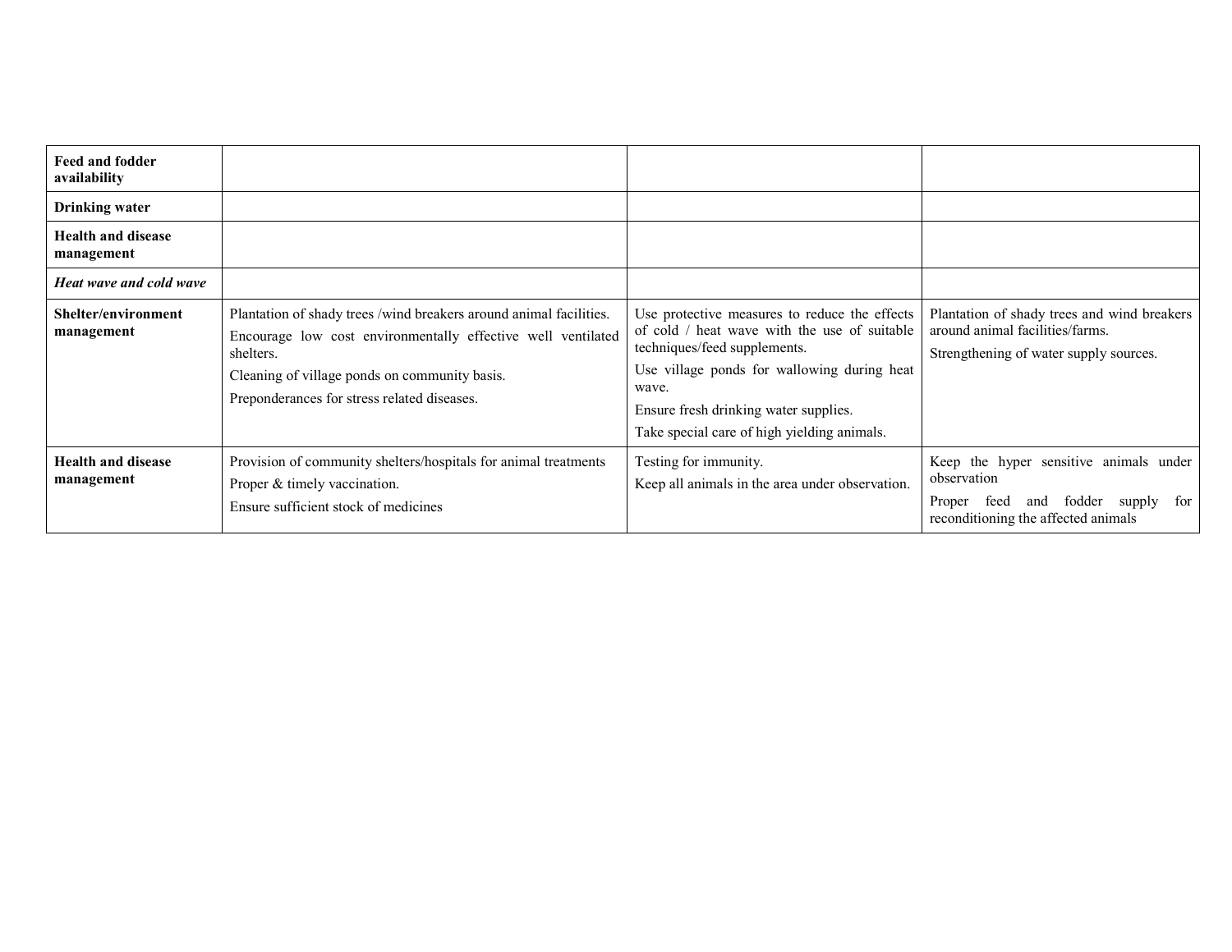| | | | |
|---|---|---|---|
| **Feed and fodder availability** | | | |
| **Drinking water** | | | |
| **Health and disease management** | | | |
| ***Heat wave and cold wave*** | | | |
| **Shelter/environment management** | Plantation of shady trees /wind breakers around animal facilities.<br>Encourage low cost environmentally effective well ventilated shelters.<br>Cleaning of village ponds on community basis.<br>Preponderances for stress related diseases. | Use protective measures to reduce the effects of cold / heat wave with the use of suitable techniques/feed supplements.<br>Use village ponds for wallowing during heat wave.<br>Ensure fresh drinking water supplies.<br>Take special care of high yielding animals. | Plantation of shady trees and wind breakers around animal facilities/farms.<br>Strengthening of water supply sources. |
| **Health and disease management** | Provision of community shelters/hospitals for animal treatments<br>Proper & timely vaccination.<br>Ensure sufficient stock of medicines | Testing for immunity.<br>Keep all animals in the area under observation. | Keep the hyper sensitive animals under observation<br>Proper feed and fodder supply for reconditioning the affected animals |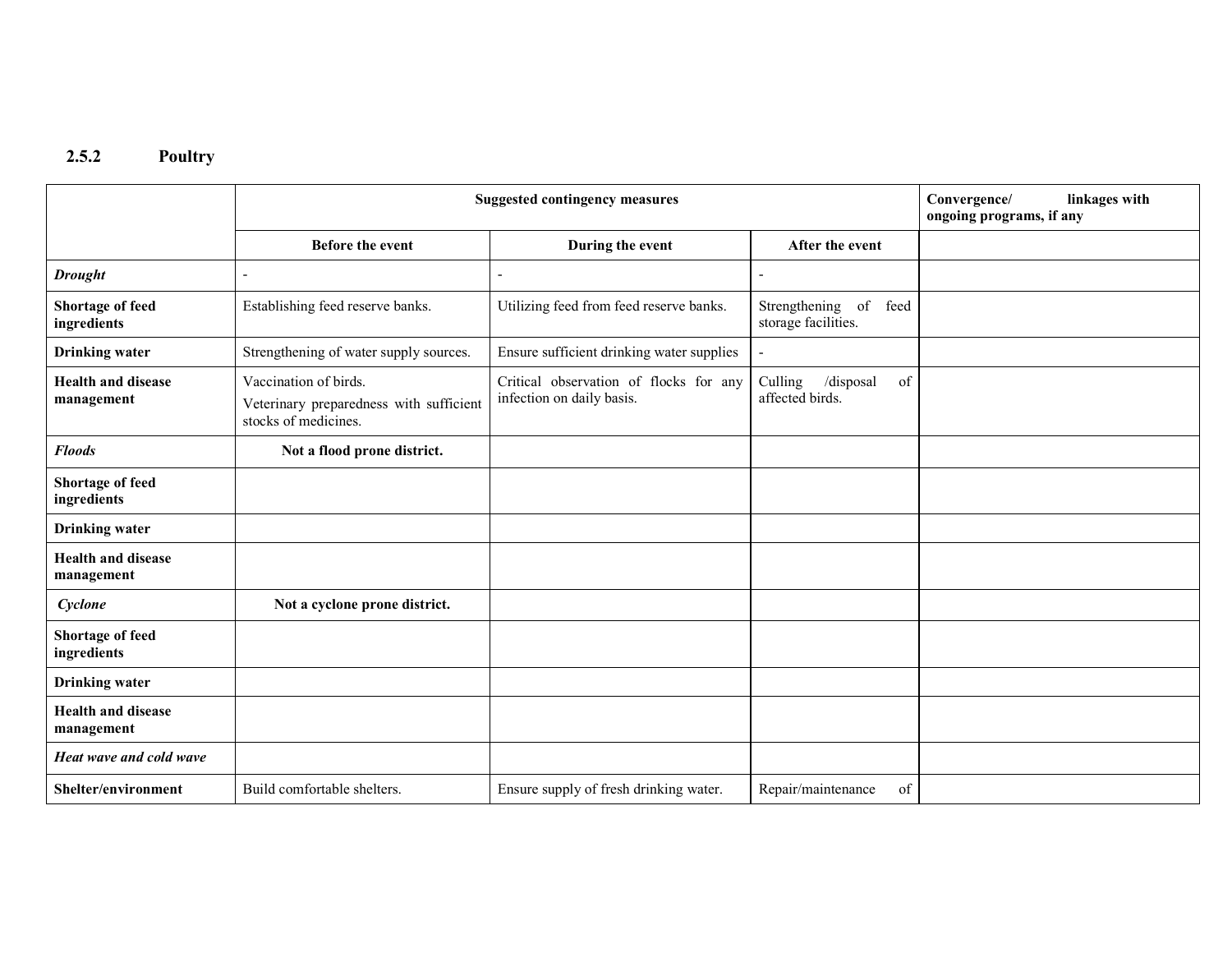### 2.5.2 Poultry

| | Suggested contingency measures | | | Convergence/ linkages with ongoing programs, if any |
|---|---|---|---|---|
| | **Before the event** | **During the event** | **After the event** | |
| ***Drought*** | - | - | - | |
| **Shortage of feed ingredients** | Establishing feed reserve banks. | Utilizing feed from feed reserve banks. | Strengthening of feed storage facilities. | |
| **Drinking water** | Strengthening of water supply sources. | Ensure sufficient drinking water supplies | - | |
| **Health and disease management** | Vaccination of birds.<br>Veterinary preparedness with sufficient stocks of medicines. | Critical observation of flocks for any infection on daily basis. | Culling /disposal of affected birds. | |
| ***Floods*** | **Not a flood prone district.** | | | |
| **Shortage of feed ingredients** | | | | |
| **Drinking water** | | | | |
| **Health and disease management** | | | | |
| ***Cyclone*** | **Not a cyclone prone district.** | | | |
| **Shortage of feed ingredients** | | | | |
| **Drinking water** | | | | |
| **Health and disease management** | | | | |
| ***Heat wave and cold wave*** | | | | |
| **Shelter/environment** | Build comfortable shelters. | Ensure supply of fresh drinking water. | Repair/maintenance of | |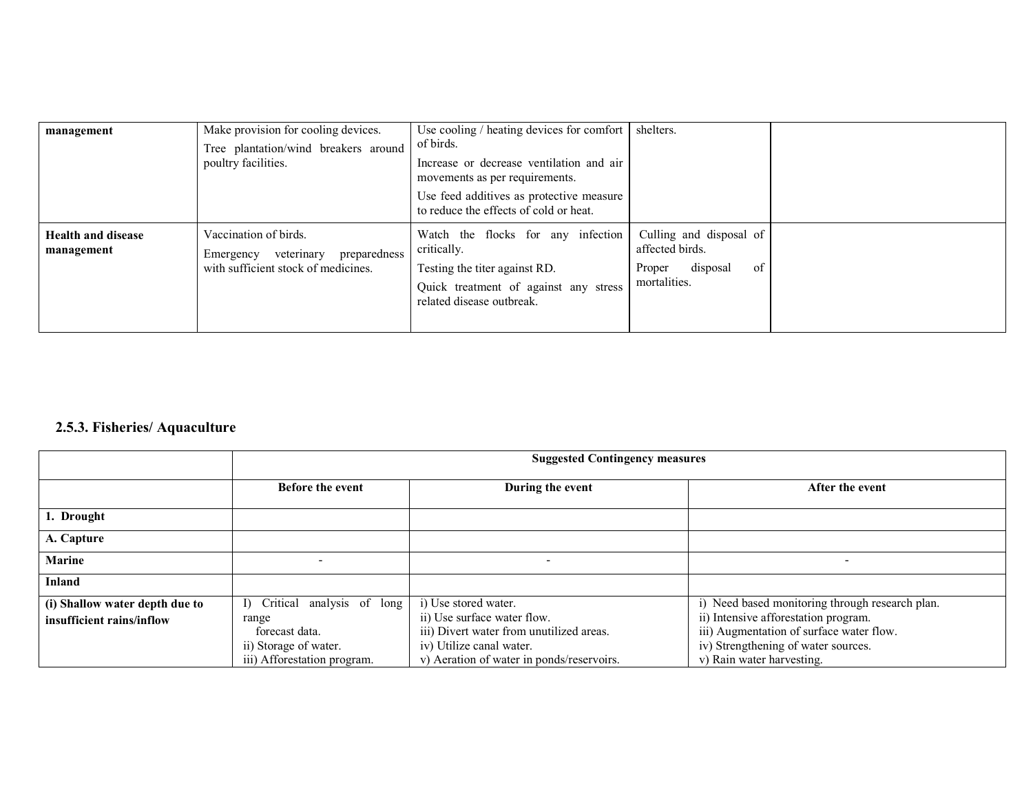| management | Make provision for cooling devices.<br>Tree plantation/wind breakers around poultry facilities. | Use cooling / heating devices for comfort of birds.<br>Increase or decrease ventilation and air movements as per requirements.<br>Use feed additives as protective measure to reduce the effects of cold or heat. | shelters. | |
|---|---|---|---|---|
| **Health and disease management** | Vaccination of birds.<br>Emergency veterinary preparedness with sufficient stock of medicines. | Watch the flocks for any infection critically.<br>Testing the titer against RD.<br>Quick treatment of against any stress related disease outbreak. | Culling and disposal of affected birds.<br>Proper disposal of mortalities. | |

### 2.5.3. Fisheries/ Aquaculture

| | **Suggested Contingency measures** | | |
|---|---|---|---|
| | **Before the event** | **During the event** | **After the event** |
| **1. Drought** | | | |
| **A. Capture** | | | |
| **Marine** | - | - | - |
| **Inland** | | | |
| **(i) Shallow water depth due to insufficient rains/inflow** | I) Critical analysis of long range forecast data.<br>ii) Storage of water.<br>iii) Afforestation program. | i) Use stored water.<br>ii) Use surface water flow.<br>iii) Divert water from unutilized areas.<br>iv) Utilize canal water.<br>v) Aeration of water in ponds/reservoirs. | i) Need based monitoring through research plan.<br>ii) Intensive afforestation program.<br>iii) Augmentation of surface water flow.<br>iv) Strengthening of water sources.<br>v) Rain water harvesting. |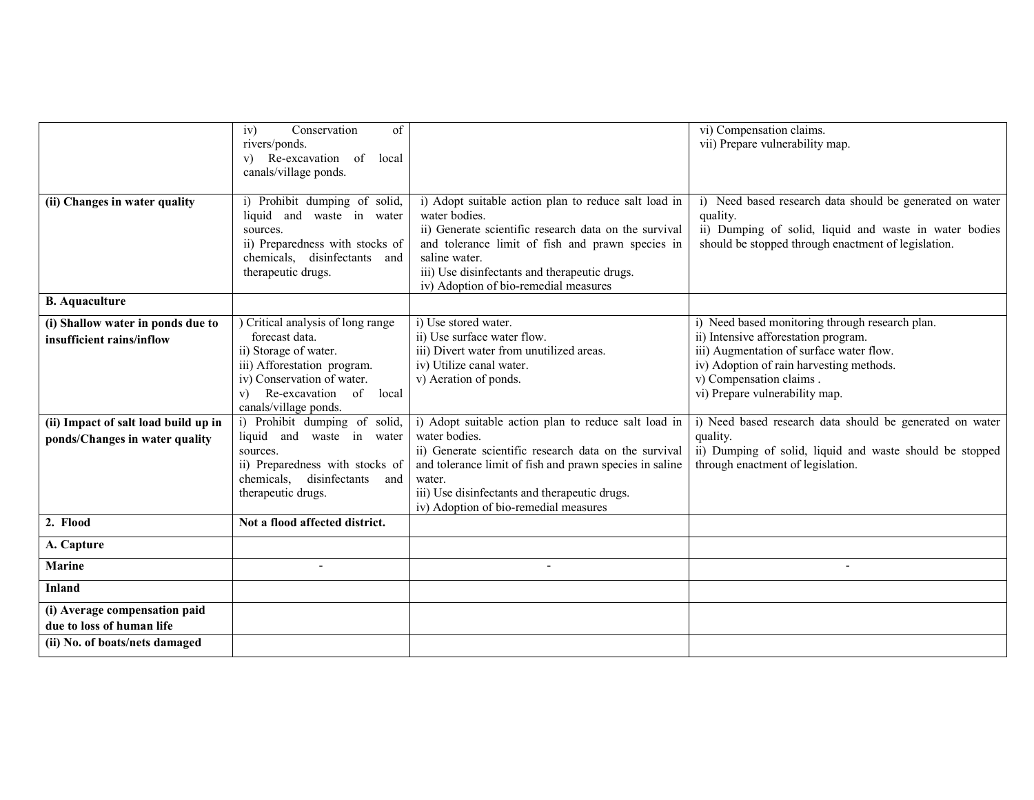| | | | |
|---|---|---|---|
| | iv) Conservation of rivers/ponds.<br>v) Re-excavation of local canals/village ponds. | | vi) Compensation claims.<br>vii) Prepare vulnerability map. |
| **(ii) Changes in water quality** | i) Prohibit dumping of solid, liquid and waste in water sources.<br>ii) Preparedness with stocks of chemicals, disinfectants and therapeutic drugs. | i) Adopt suitable action plan to reduce salt load in water bodies.<br>ii) Generate scientific research data on the survival and tolerance limit of fish and prawn species in saline water.<br>iii) Use disinfectants and therapeutic drugs.<br>iv) Adoption of bio-remedial measures | i) Need based research data should be generated on water quality.<br>ii) Dumping of solid, liquid and waste in water bodies should be stopped through enactment of legislation. |
| **B. Aquaculture** | | | |
| **(i) Shallow water in ponds due to insufficient rains/inflow** | ) Critical analysis of long range forecast data.<br>ii) Storage of water.<br>iii) Afforestation program.<br>iv) Conservation of water.<br>v) Re-excavation of local canals/village ponds. | i) Use stored water.<br>ii) Use surface water flow.<br>iii) Divert water from unutilized areas.<br>iv) Utilize canal water.<br>v) Aeration of ponds. | i) Need based monitoring through research plan.<br>ii) Intensive afforestation program.<br>iii) Augmentation of surface water flow.<br>iv) Adoption of rain harvesting methods.<br>v) Compensation claims .<br>vi) Prepare vulnerability map. |
| **(ii) Impact of salt load build up in ponds/Changes in water quality** | i) Prohibit dumping of solid, liquid and waste in water sources.<br>ii) Preparedness with stocks of chemicals, disinfectants and therapeutic drugs. | i) Adopt suitable action plan to reduce salt load in water bodies.<br>ii) Generate scientific research data on the survival and tolerance limit of fish and prawn species in saline water.<br>iii) Use disinfectants and therapeutic drugs.<br>iv) Adoption of bio-remedial measures | i) Need based research data should be generated on water quality.<br>ii) Dumping of solid, liquid and waste should be stopped through enactment of legislation. |
| **2. Flood** | **Not a flood affected district.** | | |
| **A. Capture** | | | |
| **Marine** | - | - | - |
| **Inland** | | | |
| **(i) Average compensation paid due to loss of human life** | | | |
| **(ii) No. of boats/nets damaged** | | | |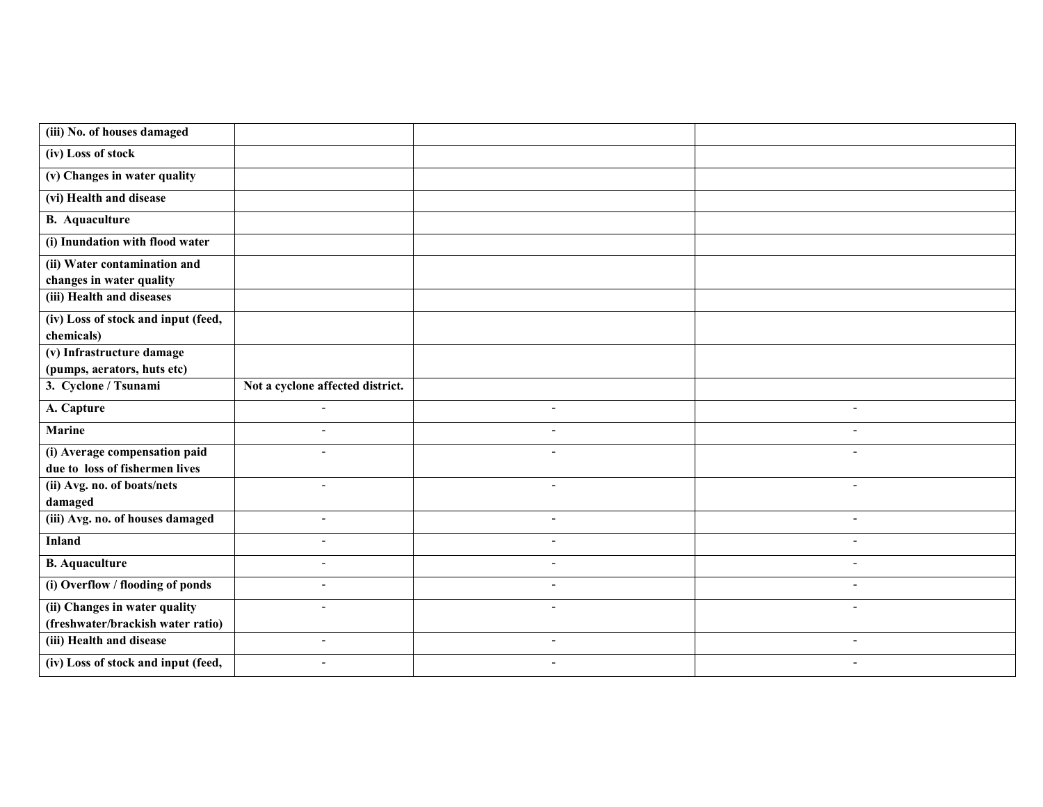| | | | |
|---|---|---|---|
| **(iii) No. of houses damaged** | | | |
| **(iv) Loss of stock** | | | |
| **(v) Changes in water quality** | | | |
| **(vi) Health and disease** | | | |
| **B. Aquaculture** | | | |
| **(i) Inundation with flood water** | | | |
| **(ii) Water contamination and changes in water quality** | | | |
| **(iii) Health and diseases** | | | |
| **(iv) Loss of stock and input (feed, chemicals)** | | | |
| **(v) Infrastructure damage (pumps, aerators, huts etc)** | | | |
| **3. Cyclone / Tsunami** | **Not a cyclone affected district.** | | |
| **A. Capture** | - | - | - |
| **Marine** | - | - | - |
| **(i) Average compensation paid due to loss of fishermen lives** | - | - | - |
| **(ii) Avg. no. of boats/nets damaged** | - | - | - |
| **(iii) Avg. no. of houses damaged** | - | - | - |
| **Inland** | - | - | - |
| **B. Aquaculture** | - | - | - |
| **(i) Overflow / flooding of ponds** | - | - | - |
| **(ii) Changes in water quality (freshwater/brackish water ratio)** | - | - | - |
| **(iii) Health and disease** | - | - | - |
| **(iv) Loss of stock and input (feed,** | - | - | - |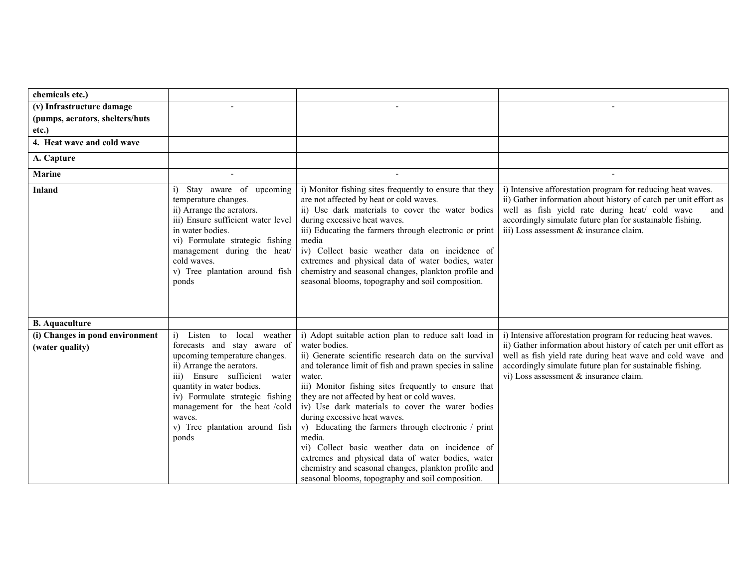| | | | |
|---|---|---|---|
| **chemicals etc.)** | | | |
| **(v) Infrastructure damage (pumps, aerators, shelters/huts etc.)** | - | - | - |
| **4. Heat wave and cold wave** | | | |
| **A. Capture** | | | |
| **Marine** | - | - | - |
| **Inland** | i) Stay aware of upcoming temperature changes.<br>ii) Arrange the aerators.<br>iii) Ensure sufficient water level in water bodies.<br>vi) Formulate strategic fishing management during the heat/ cold waves.<br>v) Tree plantation around fish ponds | i) Monitor fishing sites frequently to ensure that they are not affected by heat or cold waves.<br>ii) Use dark materials to cover the water bodies during excessive heat waves.<br>iii) Educating the farmers through electronic or print media<br>iv) Collect basic weather data on incidence of extremes and physical data of water bodies, water chemistry and seasonal changes, plankton profile and seasonal blooms, topography and soil composition. | i) Intensive afforestation program for reducing heat waves.<br>ii) Gather information about history of catch per unit effort as well as fish yield rate during heat/ cold wave and accordingly simulate future plan for sustainable fishing.<br>iii) Loss assessment & insurance claim. |
| **B. Aquaculture** | | | |
| **(i) Changes in pond environment (water quality)** | i) Listen to local weather forecasts and stay aware of upcoming temperature changes.<br>ii) Arrange the aerators.<br>iii) Ensure sufficient water quantity in water bodies.<br>iv) Formulate strategic fishing management for the heat /cold waves.<br>v) Tree plantation around fish ponds | i) Adopt suitable action plan to reduce salt load in water bodies.<br>ii) Generate scientific research data on the survival and tolerance limit of fish and prawn species in saline water.<br>iii) Monitor fishing sites frequently to ensure that they are not affected by heat or cold waves.<br>iv) Use dark materials to cover the water bodies during excessive heat waves.<br>v) Educating the farmers through electronic / print media.<br>vi) Collect basic weather data on incidence of extremes and physical data of water bodies, water chemistry and seasonal changes, plankton profile and seasonal blooms, topography and soil composition. | i) Intensive afforestation program for reducing heat waves.<br>ii) Gather information about history of catch per unit effort as well as fish yield rate during heat wave and cold wave and accordingly simulate future plan for sustainable fishing.<br>vi) Loss assessment & insurance claim. |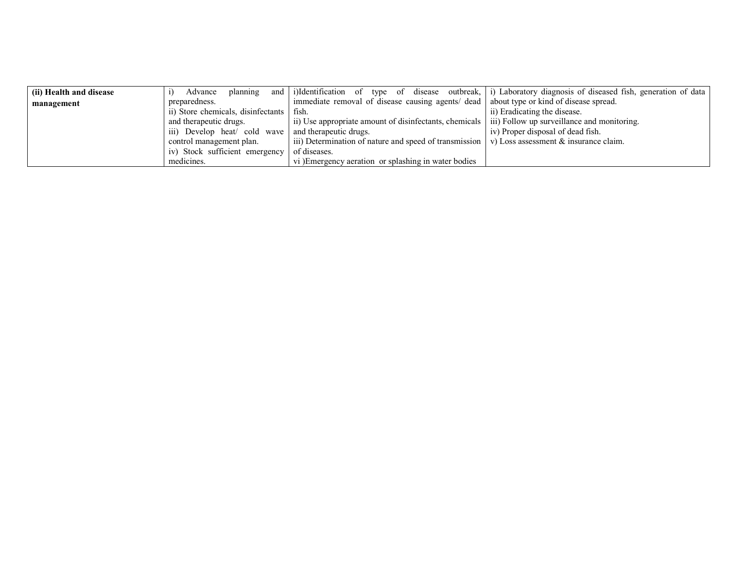| | | | |
|---|---|---|---|
| **(ii) Health and disease management** | i) Advance planning and preparedness.<br>ii) Store chemicals, disinfectants and therapeutic drugs.<br>iii) Develop heat/ cold wave control management plan.<br>iv) Stock sufficient emergency medicines. | i)Identification of type of disease outbreak, immediate removal of disease causing agents/ dead fish.<br>ii) Use appropriate amount of disinfectants, chemicals and therapeutic drugs.<br>iii) Determination of nature and speed of transmission of diseases.<br>vi )Emergency aeration or splashing in water bodies | i) Laboratory diagnosis of diseased fish, generation of data about type or kind of disease spread.<br>ii) Eradicating the disease.<br>iii) Follow up surveillance and monitoring.<br>iv) Proper disposal of dead fish.<br>v) Loss assessment & insurance claim. |